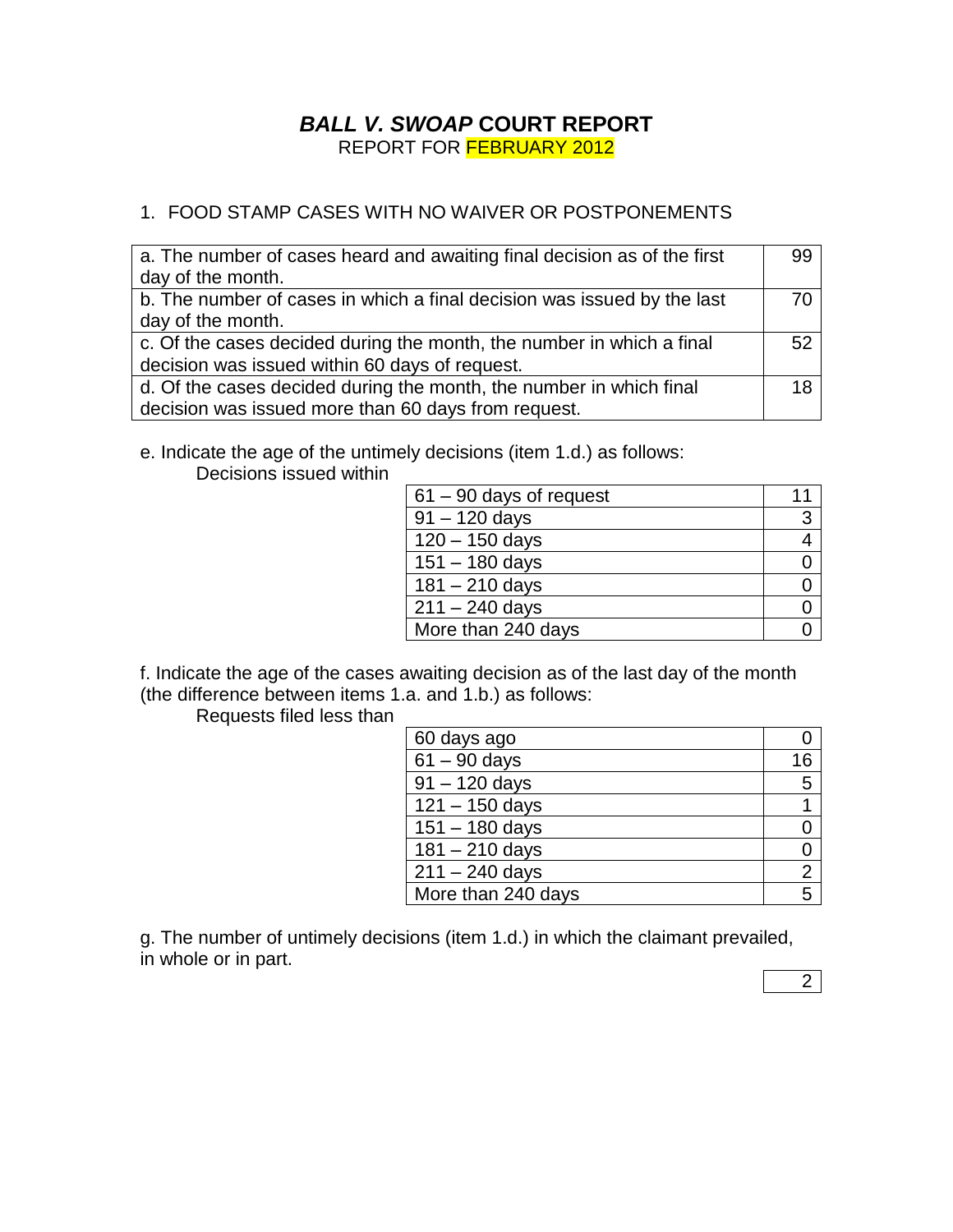# ***BALL V. SWOAP*** **COURT REPORT**

REPORT FOR FEBRUARY 2012

1. FOOD STAMP CASES WITH NO WAIVER OR POSTPONEMENTS

| | |
|---|---|
| a. The number of cases heard and awaiting final decision as of the first day of the month. | 99 |
| b. The number of cases in which a final decision was issued by the last day of the month. | 70 |
| c. Of the cases decided during the month, the number in which a final decision was issued within 60 days of request. | 52 |
| d. Of the cases decided during the month, the number in which final decision was issued more than 60 days from request. | 18 |

e. Indicate the age of the untimely decisions (item 1.d.) as follows:
Decisions issued within

| | |
|---|---|
| 61 – 90 days of request | 11 |
| 91 – 120 days | 3 |
| 120 – 150 days | 4 |
| 151 – 180 days | 0 |
| 181 – 210 days | 0 |
| 211 – 240 days | 0 |
| More than 240 days | 0 |

f. Indicate the age of the cases awaiting decision as of the last day of the month (the difference between items 1.a. and 1.b.) as follows:
Requests filed less than

| | |
|---|---|
| 60 days ago | 0 |
| 61 – 90 days | 16 |
| 91 – 120 days | 5 |
| 121 – 150 days | 1 |
| 151 – 180 days | 0 |
| 181 – 210 days | 0 |
| 211 – 240 days | 2 |
| More than 240 days | 5 |

g. The number of untimely decisions (item 1.d.) in which the claimant prevailed, in whole or in part.

| |
|---|
| 2 |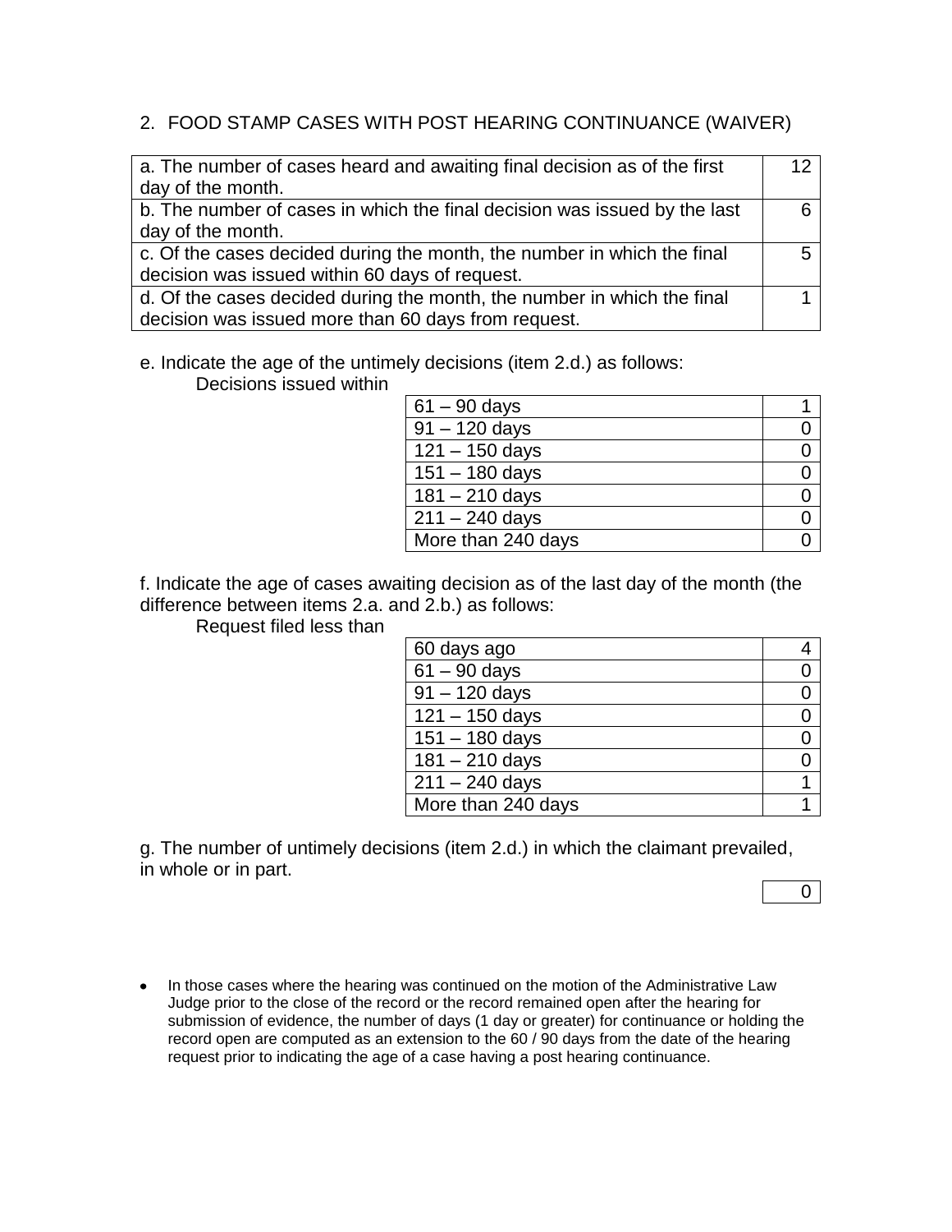## 2. FOOD STAMP CASES WITH POST HEARING CONTINUANCE (WAIVER)

| | |
|---|---|
| a. The number of cases heard and awaiting final decision as of the first day of the month. | 12 |
| b. The number of cases in which the final decision was issued by the last day of the month. | 6 |
| c. Of the cases decided during the month, the number in which the final decision was issued within 60 days of request. | 5 |
| d. Of the cases decided during the month, the number in which the final decision was issued more than 60 days from request. | 1 |

e. Indicate the age of the untimely decisions (item 2.d.) as follows:

Decisions issued within

| | |
|---|---|
| 61 – 90 days | 1 |
| 91 – 120 days | 0 |
| 121 – 150 days | 0 |
| 151 – 180 days | 0 |
| 181 – 210 days | 0 |
| 211 – 240 days | 0 |
| More than 240 days | 0 |

f. Indicate the age of cases awaiting decision as of the last day of the month (the difference between items 2.a. and 2.b.) as follows:

Request filed less than

| | |
|---|---|
| 60 days ago | 4 |
| 61 – 90 days | 0 |
| 91 – 120 days | 0 |
| 121 – 150 days | 0 |
| 151 – 180 days | 0 |
| 181 – 210 days | 0 |
| 211 – 240 days | 1 |
| More than 240 days | 1 |

g. The number of untimely decisions (item 2.d.) in which the claimant prevailed, in whole or in part.

| |
|---|
| 0 |

- In those cases where the hearing was continued on the motion of the Administrative Law Judge prior to the close of the record or the record remained open after the hearing for submission of evidence, the number of days (1 day or greater) for continuance or holding the record open are computed as an extension to the 60 / 90 days from the date of the hearing request prior to indicating the age of a case having a post hearing continuance.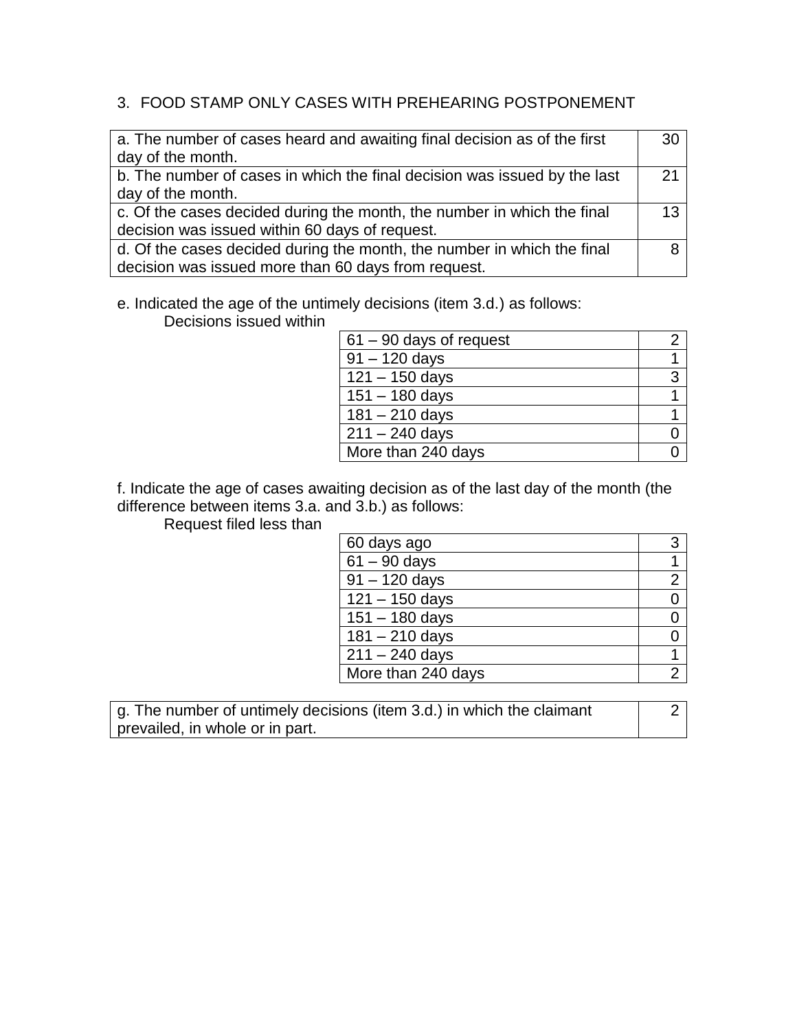3. FOOD STAMP ONLY CASES WITH PREHEARING POSTPONEMENT

| | |
|---|---|
| a. The number of cases heard and awaiting final decision as of the first day of the month. | 30 |
| b. The number of cases in which the final decision was issued by the last day of the month. | 21 |
| c. Of the cases decided during the month, the number in which the final decision was issued within 60 days of request. | 13 |
| d. Of the cases decided during the month, the number in which the final decision was issued more than 60 days from request. | 8 |

e. Indicated the age of the untimely decisions (item 3.d.) as follows:

Decisions issued within

| | |
|---|---|
| 61 – 90 days of request | 2 |
| 91 – 120 days | 1 |
| 121 – 150 days | 3 |
| 151 – 180 days | 1 |
| 181 – 210 days | 1 |
| 211 – 240 days | 0 |
| More than 240 days | 0 |

f. Indicate the age of cases awaiting decision as of the last day of the month (the difference between items 3.a. and 3.b.) as follows:

Request filed less than

| | |
|---|---|
| 60 days ago | 3 |
| 61 – 90 days | 1 |
| 91 – 120 days | 2 |
| 121 – 150 days | 0 |
| 151 – 180 days | 0 |
| 181 – 210 days | 0 |
| 211 – 240 days | 1 |
| More than 240 days | 2 |

| | |
|---|---|
| g. The number of untimely decisions (item 3.d.) in which the claimant prevailed, in whole or in part. | 2 |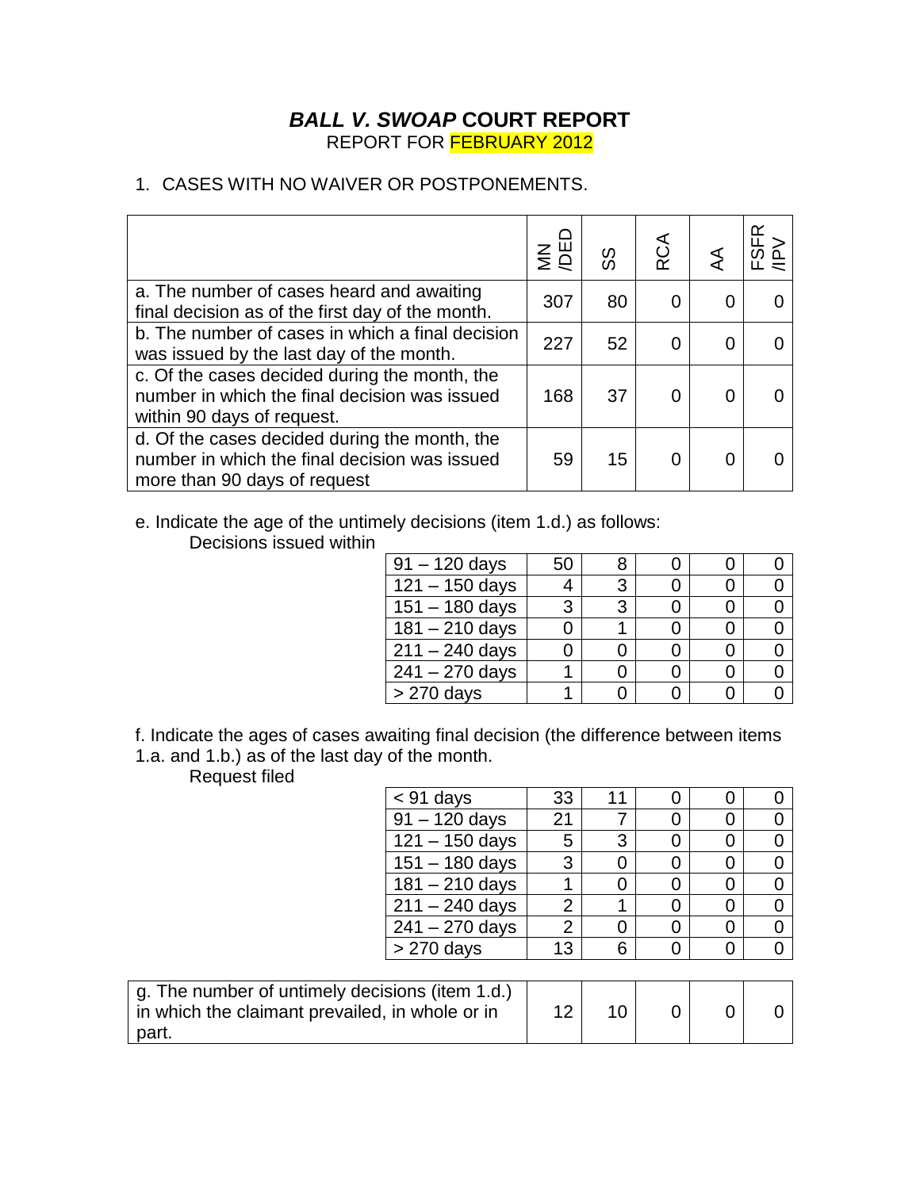# *BALL V. SWOAP* COURT REPORT

REPORT FOR FEBRUARY 2012

1. CASES WITH NO WAIVER OR POSTPONEMENTS.

| | MN /DED | SS | RCA | AA | FSFR /IPV |
|---|---|---|---|---|---|
| a. The number of cases heard and awaiting final decision as of the first day of the month. | 307 | 80 | 0 | 0 | 0 |
| b. The number of cases in which a final decision was issued by the last day of the month. | 227 | 52 | 0 | 0 | 0 |
| c. Of the cases decided during the month, the number in which the final decision was issued within 90 days of request. | 168 | 37 | 0 | 0 | 0 |
| d. Of the cases decided during the month, the number in which the final decision was issued more than 90 days of request | 59 | 15 | 0 | 0 | 0 |

e. Indicate the age of the untimely decisions (item 1.d.) as follows:
Decisions issued within

| | MN /DED | SS | RCA | AA | FSFR /IPV |
|---|---|---|---|---|---|
| 91 – 120 days | 50 | 8 | 0 | 0 | 0 |
| 121 – 150 days | 4 | 3 | 0 | 0 | 0 |
| 151 – 180 days | 3 | 3 | 0 | 0 | 0 |
| 181 – 210 days | 0 | 1 | 0 | 0 | 0 |
| 211 – 240 days | 0 | 0 | 0 | 0 | 0 |
| 241 – 270 days | 1 | 0 | 0 | 0 | 0 |
| > 270 days | 1 | 0 | 0 | 0 | 0 |

f. Indicate the ages of cases awaiting final decision (the difference between items 1.a. and 1.b.) as of the last day of the month.
Request filed

| | MN /DED | SS | RCA | AA | FSFR /IPV |
|---|---|---|---|---|---|
| < 91 days | 33 | 11 | 0 | 0 | 0 |
| 91 – 120 days | 21 | 7 | 0 | 0 | 0 |
| 121 – 150 days | 5 | 3 | 0 | 0 | 0 |
| 151 – 180 days | 3 | 0 | 0 | 0 | 0 |
| 181 – 210 days | 1 | 0 | 0 | 0 | 0 |
| 211 – 240 days | 2 | 1 | 0 | 0 | 0 |
| 241 – 270 days | 2 | 0 | 0 | 0 | 0 |
| > 270 days | 13 | 6 | 0 | 0 | 0 |

| | MN /DED | SS | RCA | AA | FSFR /IPV |
|---|---|---|---|---|---|
| g. The number of untimely decisions (item 1.d.) in which the claimant prevailed, in whole or in part. | 12 | 10 | 0 | 0 | 0 |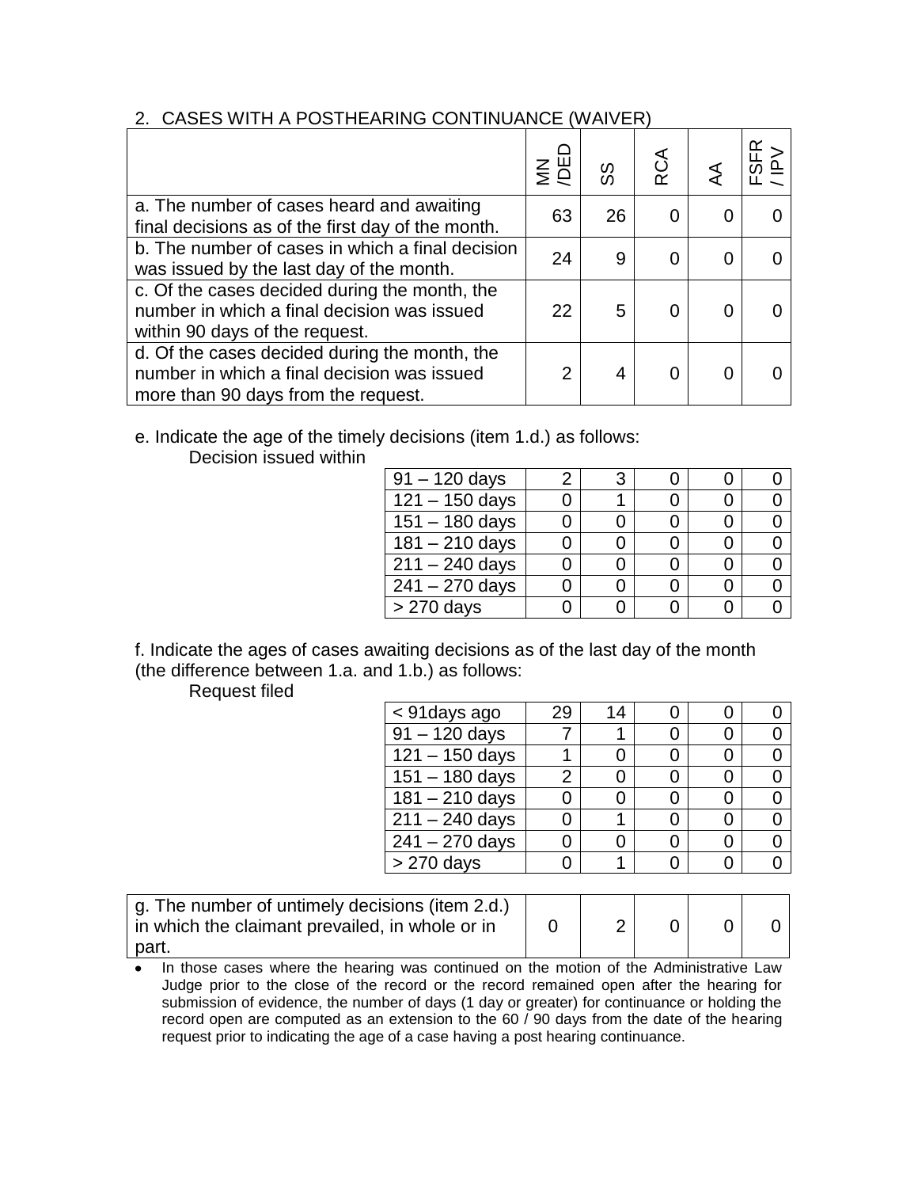## 2. CASES WITH A POSTHEARING CONTINUANCE (WAIVER)

| | MN /DED | SS | RCA | AA | FSFR / IPV |
|---|---|---|---|---|---|
| a. The number of cases heard and awaiting final decisions as of the first day of the month. | 63 | 26 | 0 | 0 | 0 |
| b. The number of cases in which a final decision was issued by the last day of the month. | 24 | 9 | 0 | 0 | 0 |
| c. Of the cases decided during the month, the number in which a final decision was issued within 90 days of the request. | 22 | 5 | 0 | 0 | 0 |
| d. Of the cases decided during the month, the number in which a final decision was issued more than 90 days from the request. | 2 | 4 | 0 | 0 | 0 |

e. Indicate the age of the timely decisions (item 1.d.) as follows:
Decision issued within

| | | | | | |
|---|---|---|---|---|---|
| 91 – 120 days | 2 | 3 | 0 | 0 | 0 |
| 121 – 150 days | 0 | 1 | 0 | 0 | 0 |
| 151 – 180 days | 0 | 0 | 0 | 0 | 0 |
| 181 – 210 days | 0 | 0 | 0 | 0 | 0 |
| 211 – 240 days | 0 | 0 | 0 | 0 | 0 |
| 241 – 270 days | 0 | 0 | 0 | 0 | 0 |
| > 270 days | 0 | 0 | 0 | 0 | 0 |

f. Indicate the ages of cases awaiting decisions as of the last day of the month (the difference between 1.a. and 1.b.) as follows:
Request filed

| | | | | | |
|---|---|---|---|---|---|
| < 91days ago | 29 | 14 | 0 | 0 | 0 |
| 91 – 120 days | 7 | 1 | 0 | 0 | 0 |
| 121 – 150 days | 1 | 0 | 0 | 0 | 0 |
| 151 – 180 days | 2 | 0 | 0 | 0 | 0 |
| 181 – 210 days | 0 | 0 | 0 | 0 | 0 |
| 211 – 240 days | 0 | 1 | 0 | 0 | 0 |
| 241 – 270 days | 0 | 0 | 0 | 0 | 0 |
| > 270 days | 0 | 1 | 0 | 0 | 0 |

| | | | | | |
|---|---|---|---|---|---|
| g. The number of untimely decisions (item 2.d.) in which the claimant prevailed, in whole or in part. | 0 | 2 | 0 | 0 | 0 |

- In those cases where the hearing was continued on the motion of the Administrative Law Judge prior to the close of the record or the record remained open after the hearing for submission of evidence, the number of days (1 day or greater) for continuance or holding the record open are computed as an extension to the 60 / 90 days from the date of the hearing request prior to indicating the age of a case having a post hearing continuance.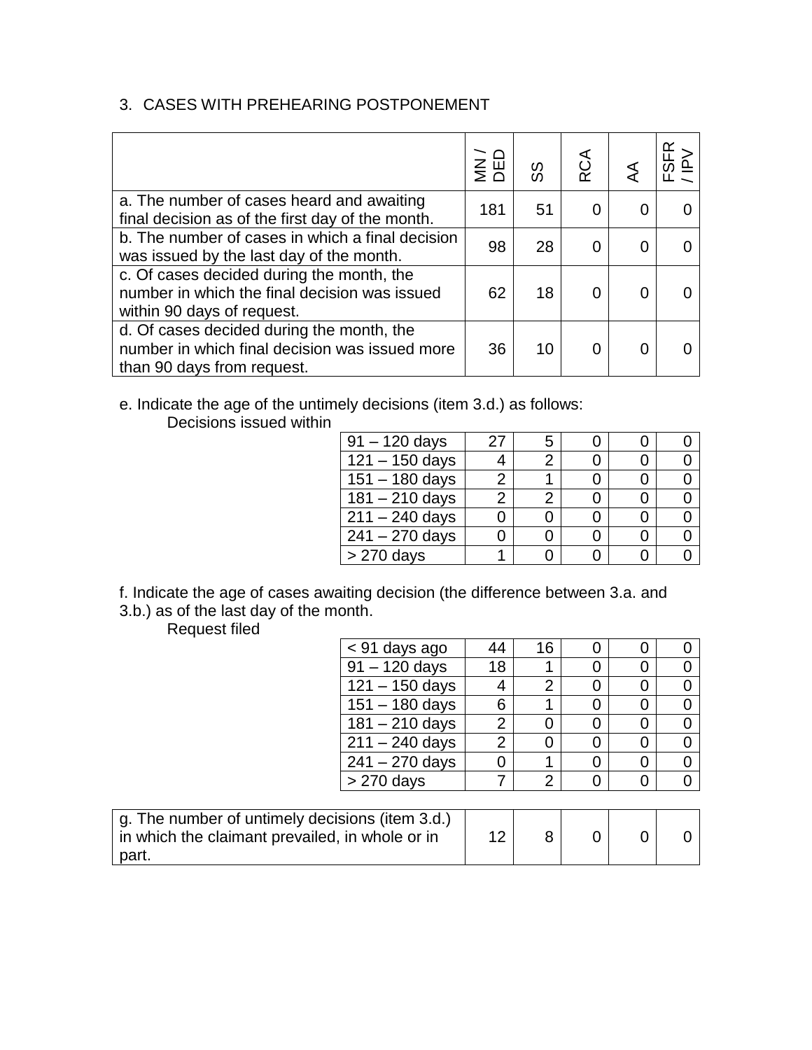3. CASES WITH PREHEARING POSTPONEMENT

| | MN / DED | SS | RCA | AA | FSFR / IPV |
|---|---|---|---|---|---|
| a. The number of cases heard and awaiting final decision as of the first day of the month. | 181 | 51 | 0 | 0 | 0 |
| b. The number of cases in which a final decision was issued by the last day of the month. | 98 | 28 | 0 | 0 | 0 |
| c. Of cases decided during the month, the number in which the final decision was issued within 90 days of request. | 62 | 18 | 0 | 0 | 0 |
| d. Of cases decided during the month, the number in which final decision was issued more than 90 days from request. | 36 | 10 | 0 | 0 | 0 |

e. Indicate the age of the untimely decisions (item 3.d.) as follows:
Decisions issued within

| | MN / DED | SS | RCA | AA | FSFR / IPV |
|---|---|---|---|---|---|
| 91 – 120 days | 27 | 5 | 0 | 0 | 0 |
| 121 – 150 days | 4 | 2 | 0 | 0 | 0 |
| 151 – 180 days | 2 | 1 | 0 | 0 | 0 |
| 181 – 210 days | 2 | 2 | 0 | 0 | 0 |
| 211 – 240 days | 0 | 0 | 0 | 0 | 0 |
| 241 – 270 days | 0 | 0 | 0 | 0 | 0 |
| > 270 days | 1 | 0 | 0 | 0 | 0 |

f. Indicate the age of cases awaiting decision (the difference between 3.a. and 3.b.) as of the last day of the month.
Request filed

| | MN / DED | SS | RCA | AA | FSFR / IPV |
|---|---|---|---|---|---|
| < 91 days ago | 44 | 16 | 0 | 0 | 0 |
| 91 – 120 days | 18 | 1 | 0 | 0 | 0 |
| 121 – 150 days | 4 | 2 | 0 | 0 | 0 |
| 151 – 180 days | 6 | 1 | 0 | 0 | 0 |
| 181 – 210 days | 2 | 0 | 0 | 0 | 0 |
| 211 – 240 days | 2 | 0 | 0 | 0 | 0 |
| 241 – 270 days | 0 | 1 | 0 | 0 | 0 |
| > 270 days | 7 | 2 | 0 | 0 | 0 |

| | MN / DED | SS | RCA | AA | FSFR / IPV |
|---|---|---|---|---|---|
| g. The number of untimely decisions (item 3.d.) in which the claimant prevailed, in whole or in part. | 12 | 8 | 0 | 0 | 0 |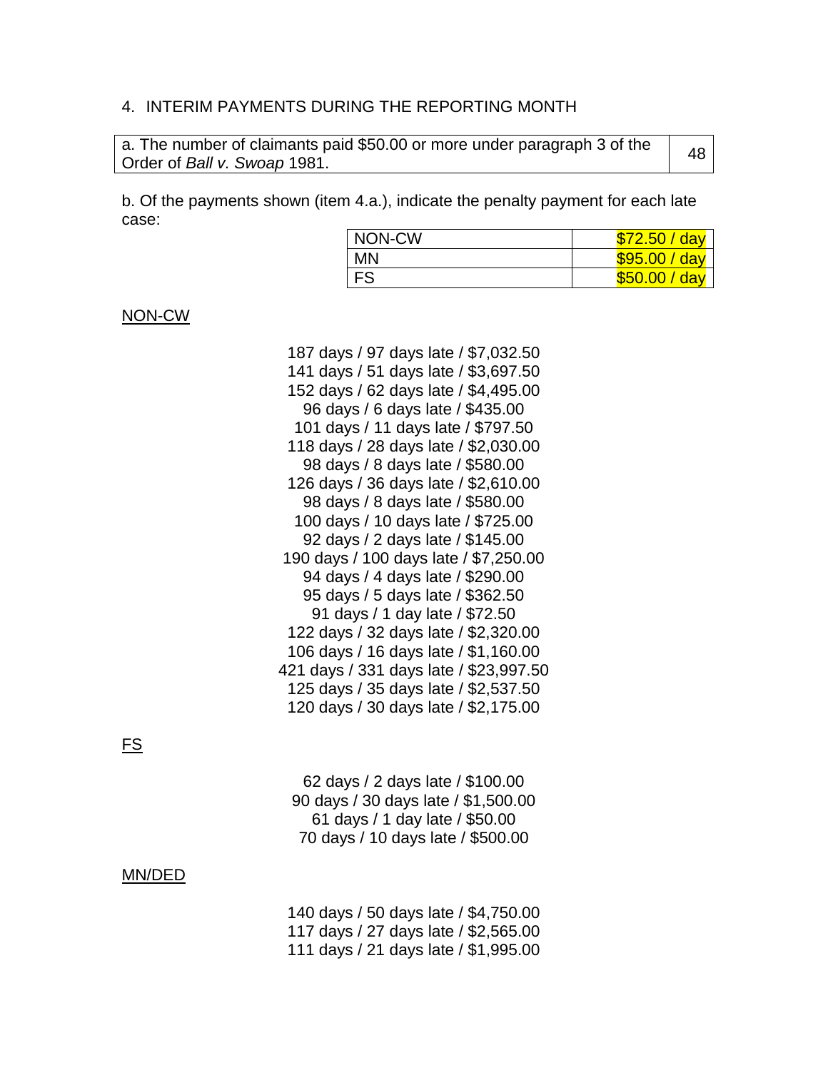4. INTERIM PAYMENTS DURING THE REPORTING MONTH

| a. The number of claimants paid $50.00 or more under paragraph 3 of the Order of *Ball v. Swoap* 1981. | 48 |
| --- | --- |

b. Of the payments shown (item 4.a.), indicate the penalty payment for each late case:

| NON-CW | $72.50 / day |
| --- | --- |
| MN | $95.00 / day |
| FS | $50.00 / day |

<u>NON-CW</u>

187 days / 97 days late / $7,032.50
141 days / 51 days late / $3,697.50
152 days / 62 days late / $4,495.00
96 days / 6 days late / $435.00
101 days / 11 days late / $797.50
118 days / 28 days late / $2,030.00
98 days / 8 days late / $580.00
126 days / 36 days late / $2,610.00
98 days / 8 days late / $580.00
100 days / 10 days late / $725.00
92 days / 2 days late / $145.00
190 days / 100 days late / $7,250.00
94 days / 4 days late / $290.00
95 days / 5 days late / $362.50
91 days / 1 day late / $72.50
122 days / 32 days late / $2,320.00
106 days / 16 days late / $1,160.00
421 days / 331 days late / $23,997.50
125 days / 35 days late / $2,537.50
120 days / 30 days late / $2,175.00

<u>FS</u>

62 days / 2 days late / $100.00
90 days / 30 days late / $1,500.00
61 days / 1 day late / $50.00
70 days / 10 days late / $500.00

<u>MN/DED</u>

140 days / 50 days late / $4,750.00
117 days / 27 days late / $2,565.00
111 days / 21 days late / $1,995.00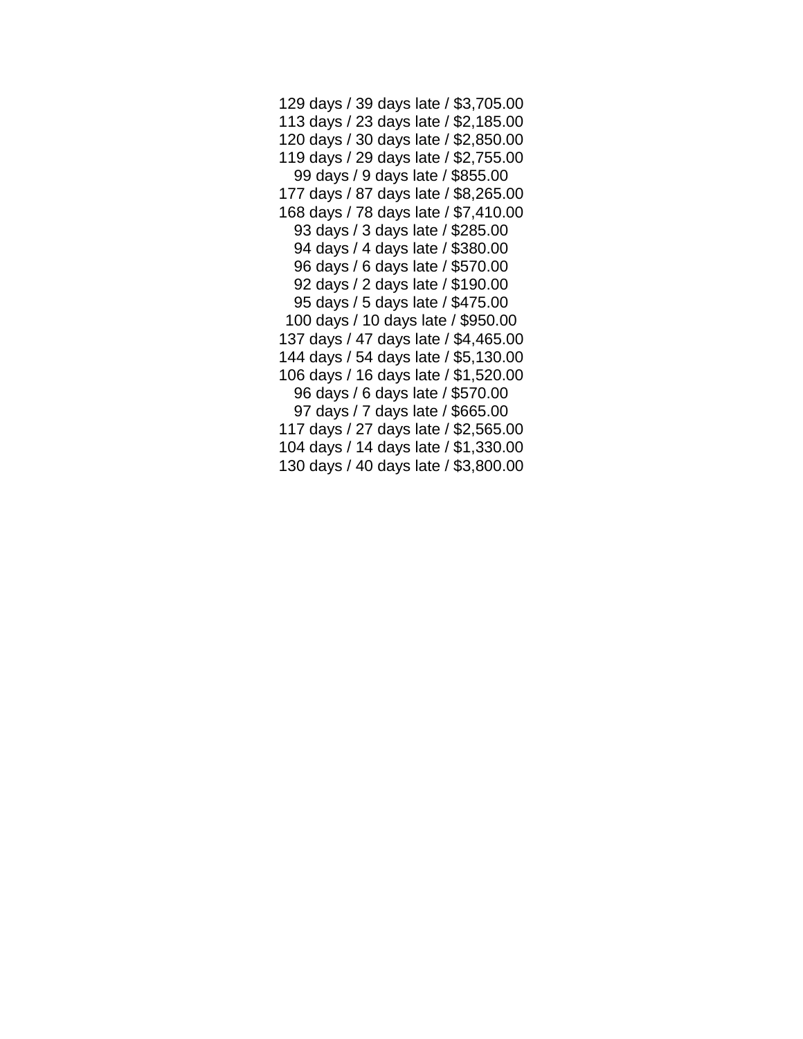129 days / 39 days late / $3,705.00
113 days / 23 days late / $2,185.00
120 days / 30 days late / $2,850.00
119 days / 29 days late / $2,755.00
99 days / 9 days late / $855.00
177 days / 87 days late / $8,265.00
168 days / 78 days late / $7,410.00
93 days / 3 days late / $285.00
94 days / 4 days late / $380.00
96 days / 6 days late / $570.00
92 days / 2 days late / $190.00
95 days / 5 days late / $475.00
100 days / 10 days late / $950.00
137 days / 47 days late / $4,465.00
144 days / 54 days late / $5,130.00
106 days / 16 days late / $1,520.00
96 days / 6 days late / $570.00
97 days / 7 days late / $665.00
117 days / 27 days late / $2,565.00
104 days / 14 days late / $1,330.00
130 days / 40 days late / $3,800.00